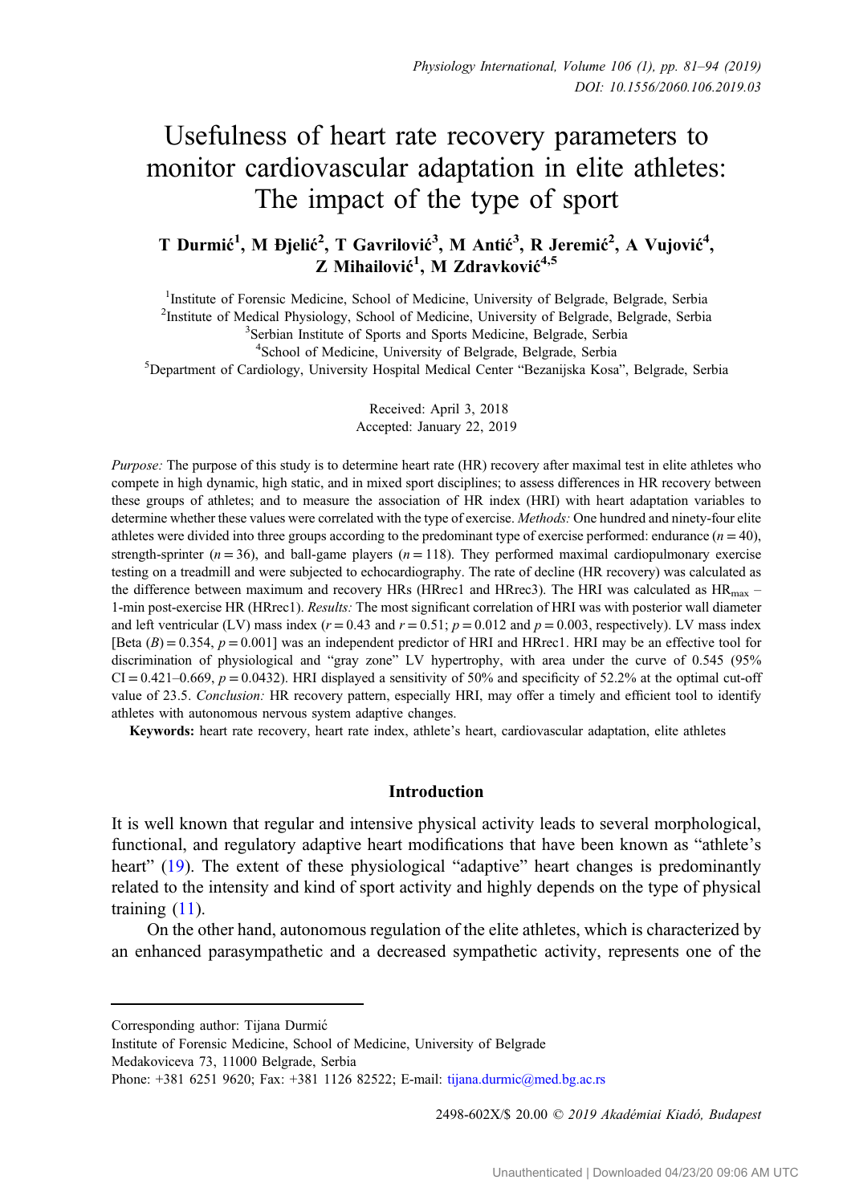# Usefulness of heart rate recovery parameters to monitor cardiovascular adaptation in elite athletes: The impact of the type of sport

**T Durmić[1], M Đjelić[2], T Gavrilović[3], M Antić[3], R Jeremić[2], A Vujović[4], Z Mihailović[1], M Zdravković[4,5]**

[1]Institute of Forensic Medicine, School of Medicine, University of Belgrade, Belgrade, Serbia
[2]Institute of Medical Physiology, School of Medicine, University of Belgrade, Belgrade, Serbia
[3]Serbian Institute of Sports and Sports Medicine, Belgrade, Serbia
[4]School of Medicine, University of Belgrade, Belgrade, Serbia
[5]Department of Cardiology, University Hospital Medical Center "Bezanijska Kosa", Belgrade, Serbia

Received: April 3, 2018
Accepted: January 22, 2019

*Purpose:* The purpose of this study is to determine heart rate (HR) recovery after maximal test in elite athletes who compete in high dynamic, high static, and in mixed sport disciplines; to assess differences in HR recovery between these groups of athletes; and to measure the association of HR index (HRI) with heart adaptation variables to determine whether these values were correlated with the type of exercise. *Methods:* One hundred and ninety-four elite athletes were divided into three groups according to the predominant type of exercise performed: endurance ($n = 40$), strength-sprinter ($n = 36$), and ball-game players ($n = 118$). They performed maximal cardiopulmonary exercise testing on a treadmill and were subjected to echocardiography. The rate of decline (HR recovery) was calculated as the difference between maximum and recovery HRs (HRrec1 and HRrec3). The HRI was calculated as $HR_{max}$ – 1-min post-exercise HR (HRrec1). *Results:* The most significant correlation of HRI was with posterior wall diameter and left ventricular (LV) mass index ($r = 0.43$ and $r = 0.51$; $p = 0.012$ and $p = 0.003$, respectively). LV mass index [Beta $(B) = 0.354$, $p = 0.001$] was an independent predictor of HRI and HRrec1. HRI may be an effective tool for discrimination of physiological and "gray zone" LV hypertrophy, with area under the curve of 0.545 (95% CI = 0.421–0.669, $p = 0.0432$). HRI displayed a sensitivity of 50% and specificity of 52.2% at the optimal cut-off value of 23.5. *Conclusion:* HR recovery pattern, especially HRI, may offer a timely and efficient tool to identify athletes with autonomous nervous system adaptive changes.

**Keywords:** heart rate recovery, heart rate index, athlete's heart, cardiovascular adaptation, elite athletes

## Introduction

It is well known that regular and intensive physical activity leads to several morphological, functional, and regulatory adaptive heart modifications that have been known as "athlete's heart" (19). The extent of these physiological "adaptive" heart changes is predominantly related to the intensity and kind of sport activity and highly depends on the type of physical training (11).

On the other hand, autonomous regulation of the elite athletes, which is characterized by an enhanced parasympathetic and a decreased sympathetic activity, represents one of the

Corresponding author: Tijana Durmić
Institute of Forensic Medicine, School of Medicine, University of Belgrade
Medakoviceva 73, 11000 Belgrade, Serbia
Phone: +381 6251 9620; Fax: +381 1126 82522; E-mail: tijana.durmic@med.bg.ac.rs

2498-602X/$ 20.00 © 2019 Akadémiai Kiadó, Budapest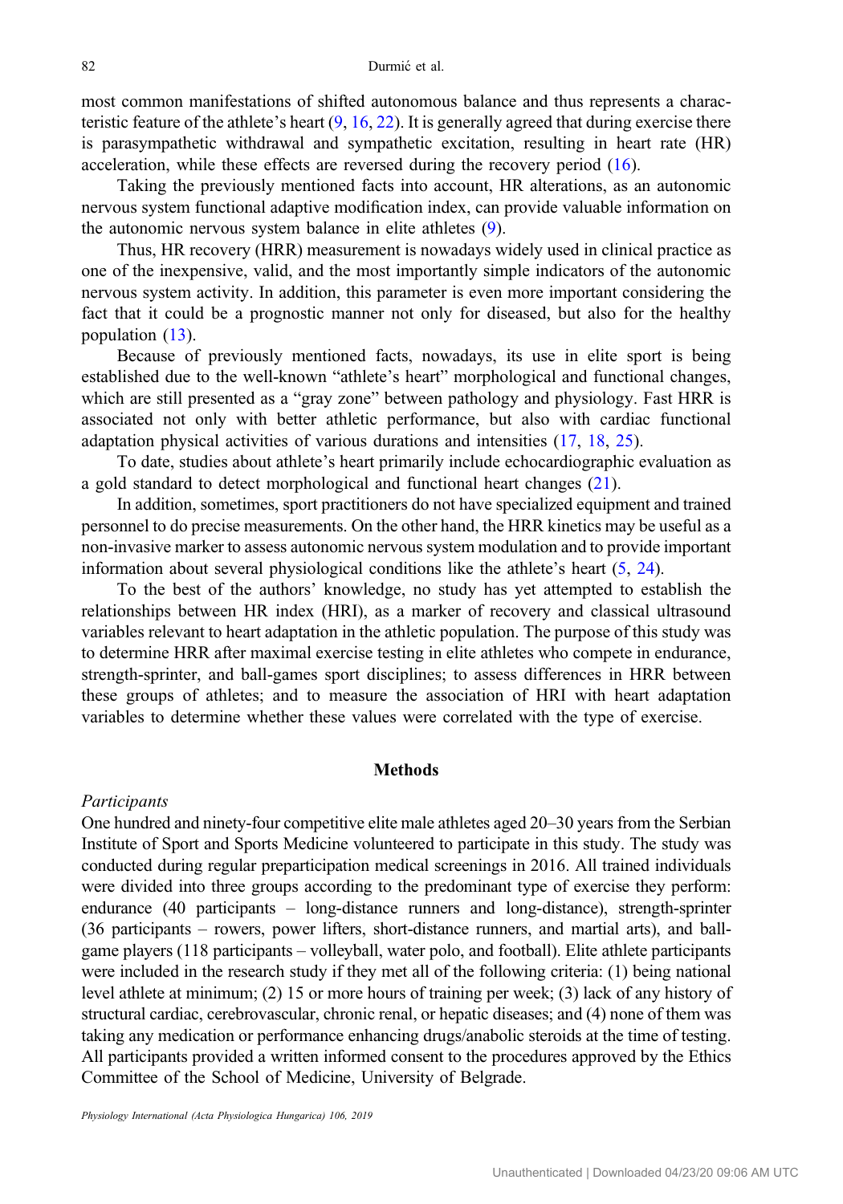most common manifestations of shifted autonomous balance and thus represents a characteristic feature of the athlete's heart (9, 16, 22). It is generally agreed that during exercise there is parasympathetic withdrawal and sympathetic excitation, resulting in heart rate (HR) acceleration, while these effects are reversed during the recovery period (16).

Taking the previously mentioned facts into account, HR alterations, as an autonomic nervous system functional adaptive modification index, can provide valuable information on the autonomic nervous system balance in elite athletes (9).

Thus, HR recovery (HRR) measurement is nowadays widely used in clinical practice as one of the inexpensive, valid, and the most importantly simple indicators of the autonomic nervous system activity. In addition, this parameter is even more important considering the fact that it could be a prognostic manner not only for diseased, but also for the healthy population (13).

Because of previously mentioned facts, nowadays, its use in elite sport is being established due to the well-known "athlete's heart" morphological and functional changes, which are still presented as a "gray zone" between pathology and physiology. Fast HRR is associated not only with better athletic performance, but also with cardiac functional adaptation physical activities of various durations and intensities (17, 18, 25).

To date, studies about athlete's heart primarily include echocardiographic evaluation as a gold standard to detect morphological and functional heart changes (21).

In addition, sometimes, sport practitioners do not have specialized equipment and trained personnel to do precise measurements. On the other hand, the HRR kinetics may be useful as a non-invasive marker to assess autonomic nervous system modulation and to provide important information about several physiological conditions like the athlete's heart (5, 24).

To the best of the authors' knowledge, no study has yet attempted to establish the relationships between HR index (HRI), as a marker of recovery and classical ultrasound variables relevant to heart adaptation in the athletic population. The purpose of this study was to determine HRR after maximal exercise testing in elite athletes who compete in endurance, strength-sprinter, and ball-games sport disciplines; to assess differences in HRR between these groups of athletes; and to measure the association of HRI with heart adaptation variables to determine whether these values were correlated with the type of exercise.

## Methods

*Participants*

One hundred and ninety-four competitive elite male athletes aged 20–30 years from the Serbian Institute of Sport and Sports Medicine volunteered to participate in this study. The study was conducted during regular preparticipation medical screenings in 2016. All trained individuals were divided into three groups according to the predominant type of exercise they perform: endurance (40 participants – long-distance runners and long-distance), strength-sprinter (36 participants – rowers, power lifters, short-distance runners, and martial arts), and ball-game players (118 participants – volleyball, water polo, and football). Elite athlete participants were included in the research study if they met all of the following criteria: (1) being national level athlete at minimum; (2) 15 or more hours of training per week; (3) lack of any history of structural cardiac, cerebrovascular, chronic renal, or hepatic diseases; and (4) none of them was taking any medication or performance enhancing drugs/anabolic steroids at the time of testing. All participants provided a written informed consent to the procedures approved by the Ethics Committee of the School of Medicine, University of Belgrade.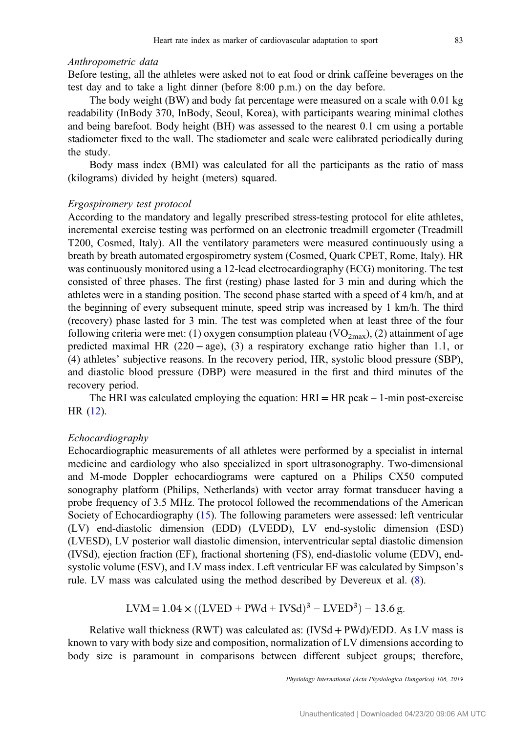*Anthropometric data*

Before testing, all the athletes were asked not to eat food or drink caffeine beverages on the test day and to take a light dinner (before 8:00 p.m.) on the day before.

The body weight (BW) and body fat percentage were measured on a scale with 0.01 kg readability (InBody 370, InBody, Seoul, Korea), with participants wearing minimal clothes and being barefoot. Body height (BH) was assessed to the nearest 0.1 cm using a portable stadiometer fixed to the wall. The stadiometer and scale were calibrated periodically during the study.

Body mass index (BMI) was calculated for all the participants as the ratio of mass (kilograms) divided by height (meters) squared.

*Ergospiromery test protocol*

According to the mandatory and legally prescribed stress-testing protocol for elite athletes, incremental exercise testing was performed on an electronic treadmill ergometer (Treadmill T200, Cosmed, Italy). All the ventilatory parameters were measured continuously using a breath by breath automated ergospirometry system (Cosmed, Quark CPET, Rome, Italy). HR was continuously monitored using a 12-lead electrocardiography (ECG) monitoring. The test consisted of three phases. The first (resting) phase lasted for 3 min and during which the athletes were in a standing position. The second phase started with a speed of 4 km/h, and at the beginning of every subsequent minute, speed strip was increased by 1 km/h. The third (recovery) phase lasted for 3 min. The test was completed when at least three of the four following criteria were met: (1) oxygen consumption plateau ($VO_{2max}$), (2) attainment of age predicted maximal HR (220 − age), (3) a respiratory exchange ratio higher than 1.1, or (4) athletes' subjective reasons. In the recovery period, HR, systolic blood pressure (SBP), and diastolic blood pressure (DBP) were measured in the first and third minutes of the recovery period.

The HRI was calculated employing the equation: HRI = HR peak – 1-min post-exercise HR (12).

*Echocardiography*

Echocardiographic measurements of all athletes were performed by a specialist in internal medicine and cardiology who also specialized in sport ultrasonography. Two-dimensional and M-mode Doppler echocardiograms were captured on a Philips CX50 computed sonography platform (Philips, Netherlands) with vector array format transducer having a probe frequency of 3.5 MHz. The protocol followed the recommendations of the American Society of Echocardiography (15). The following parameters were assessed: left ventricular (LV) end-diastolic dimension (EDD) (LVEDD), LV end-systolic dimension (ESD) (LVESD), LV posterior wall diastolic dimension, interventricular septal diastolic dimension (IVSd), ejection fraction (EF), fractional shortening (FS), end-diastolic volume (EDV), end-systolic volume (ESV), and LV mass index. Left ventricular EF was calculated by Simpson's rule. LV mass was calculated using the method described by Devereux et al. (8).

$$\text{LVM} = 1.04 \times ((\text{LVED} + \text{PWd} + \text{IVSd})^3 - \text{LVED}^3) - 13.6\,\text{g}.$$

Relative wall thickness (RWT) was calculated as: (IVSd + PWd)/EDD. As LV mass is known to vary with body size and composition, normalization of LV dimensions according to body size is paramount in comparisons between different subject groups; therefore,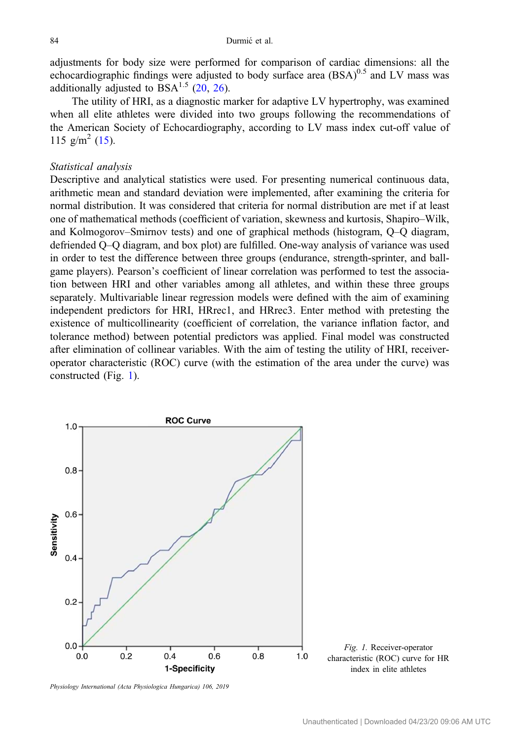adjustments for body size were performed for comparison of cardiac dimensions: all the echocardiographic findings were adjusted to body surface area $(BSA)^{0.5}$ and LV mass was additionally adjusted to $BSA^{1.5}$ (20, 26).

The utility of HRI, as a diagnostic marker for adaptive LV hypertrophy, was examined when all elite athletes were divided into two groups following the recommendations of the American Society of Echocardiography, according to LV mass index cut-off value of 115 g/m$^2$ (15).

*Statistical analysis*

Descriptive and analytical statistics were used. For presenting numerical continuous data, arithmetic mean and standard deviation were implemented, after examining the criteria for normal distribution. It was considered that criteria for normal distribution are met if at least one of mathematical methods (coefficient of variation, skewness and kurtosis, Shapiro–Wilk, and Kolmogorov–Smirnov tests) and one of graphical methods (histogram, Q–Q diagram, defriended Q–Q diagram, and box plot) are fulfilled. One-way analysis of variance was used in order to test the difference between three groups (endurance, strength-sprinter, and ball-game players). Pearson's coefficient of linear correlation was performed to test the association between HRI and other variables among all athletes, and within these three groups separately. Multivariable linear regression models were defined with the aim of examining independent predictors for HRI, HRrec1, and HRrec3. Enter method with pretesting the existence of multicollinearity (coefficient of correlation, the variance inflation factor, and tolerance method) between potential predictors was applied. Final model was constructed after elimination of collinear variables. With the aim of testing the utility of HRI, receiver-operator characteristic (ROC) curve (with the estimation of the area under the curve) was constructed (Fig. 1).

*Fig. 1.* Receiver-operator characteristic (ROC) curve for HR index in elite athletes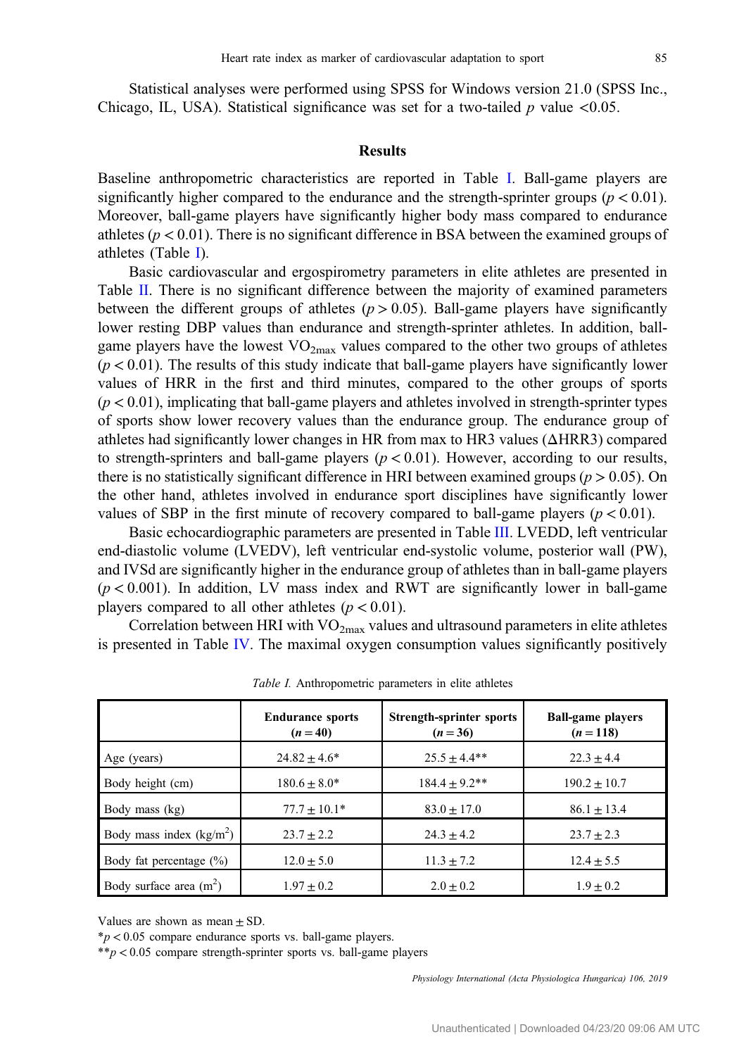Statistical analyses were performed using SPSS for Windows version 21.0 (SPSS Inc., Chicago, IL, USA). Statistical significance was set for a two-tailed $p$ value <0.05.

## Results

Baseline anthropometric characteristics are reported in Table I. Ball-game players are significantly higher compared to the endurance and the strength-sprinter groups ($p < 0.01$). Moreover, ball-game players have significantly higher body mass compared to endurance athletes ($p < 0.01$). There is no significant difference in BSA between the examined groups of athletes (Table I).

Basic cardiovascular and ergospirometry parameters in elite athletes are presented in Table II. There is no significant difference between the majority of examined parameters between the different groups of athletes ($p > 0.05$). Ball-game players have significantly lower resting DBP values than endurance and strength-sprinter athletes. In addition, ball-game players have the lowest $VO_{2max}$ values compared to the other two groups of athletes ($p < 0.01$). The results of this study indicate that ball-game players have significantly lower values of HRR in the first and third minutes, compared to the other groups of sports ($p < 0.01$), implicating that ball-game players and athletes involved in strength-sprinter types of sports show lower recovery values than the endurance group. The endurance group of athletes had significantly lower changes in HR from max to HR3 values (ΔHRR3) compared to strength-sprinters and ball-game players ($p < 0.01$). However, according to our results, there is no statistically significant difference in HRI between examined groups ($p > 0.05$). On the other hand, athletes involved in endurance sport disciplines have significantly lower values of SBP in the first minute of recovery compared to ball-game players ($p < 0.01$).

Basic echocardiographic parameters are presented in Table III. LVEDD, left ventricular end-diastolic volume (LVEDV), left ventricular end-systolic volume, posterior wall (PW), and IVSd are significantly higher in the endurance group of athletes than in ball-game players ($p < 0.001$). In addition, LV mass index and RWT are significantly lower in ball-game players compared to all other athletes ($p < 0.01$).

Correlation between HRI with $VO_{2max}$ values and ultrasound parameters in elite athletes is presented in Table IV. The maximal oxygen consumption values significantly positively

*Table I.* Anthropometric parameters in elite athletes

| | **Endurance sports ($n = 40$)** | **Strength-sprinter sports ($n = 36$)** | **Ball-game players ($n = 118$)** |
|---|---|---|---|
| Age (years) | 24.82 ± 4.6* | 25.5 ± 4.4** | 22.3 ± 4.4 |
| Body height (cm) | 180.6 ± 8.0* | 184.4 ± 9.2** | 190.2 ± 10.7 |
| Body mass (kg) | 77.7 ± 10.1* | 83.0 ± 17.0 | 86.1 ± 13.4 |
| Body mass index (kg/m²) | 23.7 ± 2.2 | 24.3 ± 4.2 | 23.7 ± 2.3 |
| Body fat percentage (%) | 12.0 ± 5.0 | 11.3 ± 7.2 | 12.4 ± 5.5 |
| Body surface area (m²) | 1.97 ± 0.2 | 2.0 ± 0.2 | 1.9 ± 0.2 |

Values are shown as mean ± SD.

*$p < 0.05$ compare endurance sports vs. ball-game players.

**$p < 0.05$ compare strength-sprinter sports vs. ball-game players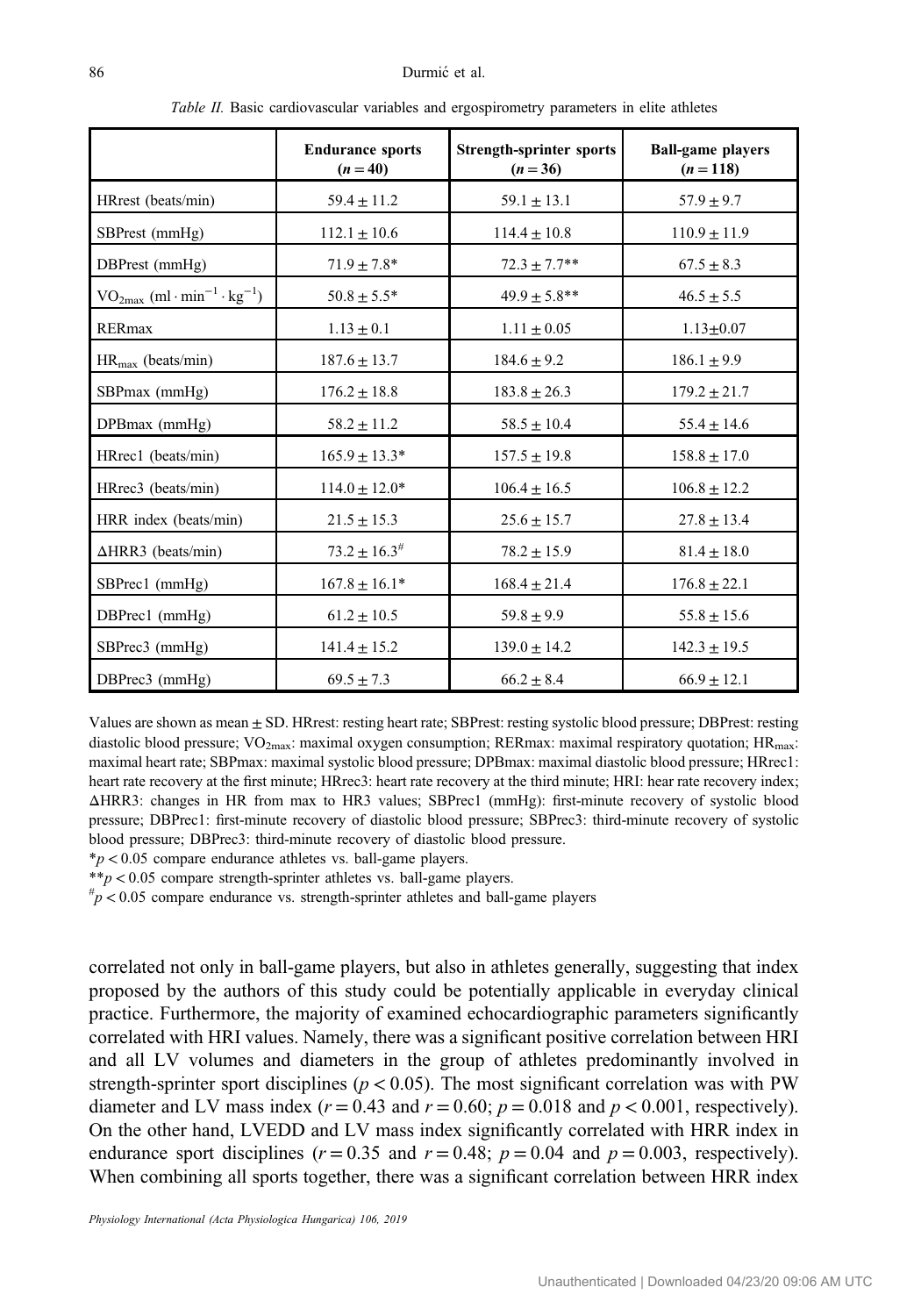*Table II.* Basic cardiovascular variables and ergospirometry parameters in elite athletes

| | **Endurance sports ($n = 40$)** | **Strength-sprinter sports ($n = 36$)** | **Ball-game players ($n = 118$)** |
|---|---|---|---|
| HRrest (beats/min) | $59.4 \pm 11.2$ | $59.1 \pm 13.1$ | $57.9 \pm 9.7$ |
| SBPrest (mmHg) | $112.1 \pm 10.6$ | $114.4 \pm 10.8$ | $110.9 \pm 11.9$ |
| DBPrest (mmHg) | $71.9 \pm 7.8$* | $72.3 \pm 7.7$** | $67.5 \pm 8.3$ |
| $VO_{2max}$ ($ml \cdot min^{-1} \cdot kg^{-1}$) | $50.8 \pm 5.5$* | $49.9 \pm 5.8$** | $46.5 \pm 5.5$ |
| RERmax | $1.13 \pm 0.1$ | $1.11 \pm 0.05$ | $1.13 \pm 0.07$ |
| $HR_{max}$ (beats/min) | $187.6 \pm 13.7$ | $184.6 \pm 9.2$ | $186.1 \pm 9.9$ |
| SBPmax (mmHg) | $176.2 \pm 18.8$ | $183.8 \pm 26.3$ | $179.2 \pm 21.7$ |
| DPBmax (mmHg) | $58.2 \pm 11.2$ | $58.5 \pm 10.4$ | $55.4 \pm 14.6$ |
| HRrec1 (beats/min) | $165.9 \pm 13.3$* | $157.5 \pm 19.8$ | $158.8 \pm 17.0$ |
| HRrec3 (beats/min) | $114.0 \pm 12.0$* | $106.4 \pm 16.5$ | $106.8 \pm 12.2$ |
| HRR index (beats/min) | $21.5 \pm 15.3$ | $25.6 \pm 15.7$ | $27.8 \pm 13.4$ |
| ΔHRR3 (beats/min) | $73.2 \pm 16.3^{\#}$ | $78.2 \pm 15.9$ | $81.4 \pm 18.0$ |
| SBPrec1 (mmHg) | $167.8 \pm 16.1$* | $168.4 \pm 21.4$ | $176.8 \pm 22.1$ |
| DBPrec1 (mmHg) | $61.2 \pm 10.5$ | $59.8 \pm 9.9$ | $55.8 \pm 15.6$ |
| SBPrec3 (mmHg) | $141.4 \pm 15.2$ | $139.0 \pm 14.2$ | $142.3 \pm 19.5$ |
| DBPrec3 (mmHg) | $69.5 \pm 7.3$ | $66.2 \pm 8.4$ | $66.9 \pm 12.1$ |

Values are shown as mean ± SD. HRrest: resting heart rate; SBPrest: resting systolic blood pressure; DBPrest: resting diastolic blood pressure; $VO_{2max}$: maximal oxygen consumption; RERmax: maximal respiratory quotation; $HR_{max}$: maximal heart rate; SBPmax: maximal systolic blood pressure; DPBmax: maximal diastolic blood pressure; HRrec1: heart rate recovery at the first minute; HRrec3: heart rate recovery at the third minute; HRI: hear rate recovery index; ΔHRR3: changes in HR from max to HR3 values; SBPrec1 (mmHg): first-minute recovery of systolic blood pressure; DBPrec1: first-minute recovery of diastolic blood pressure; SBPrec3: third-minute recovery of systolic blood pressure; DBPrec3: third-minute recovery of diastolic blood pressure.

*$p < 0.05$ compare endurance athletes vs. ball-game players.

**$p < 0.05$ compare strength-sprinter athletes vs. ball-game players.

$^{\#}p < 0.05$ compare endurance vs. strength-sprinter athletes and ball-game players

correlated not only in ball-game players, but also in athletes generally, suggesting that index proposed by the authors of this study could be potentially applicable in everyday clinical practice. Furthermore, the majority of examined echocardiographic parameters significantly correlated with HRI values. Namely, there was a significant positive correlation between HRI and all LV volumes and diameters in the group of athletes predominantly involved in strength-sprinter sport disciplines ($p < 0.05$). The most significant correlation was with PW diameter and LV mass index ($r = 0.43$ and $r = 0.60$; $p = 0.018$ and $p < 0.001$, respectively). On the other hand, LVEDD and LV mass index significantly correlated with HRR index in endurance sport disciplines ($r = 0.35$ and $r = 0.48$; $p = 0.04$ and $p = 0.003$, respectively). When combining all sports together, there was a significant correlation between HRR index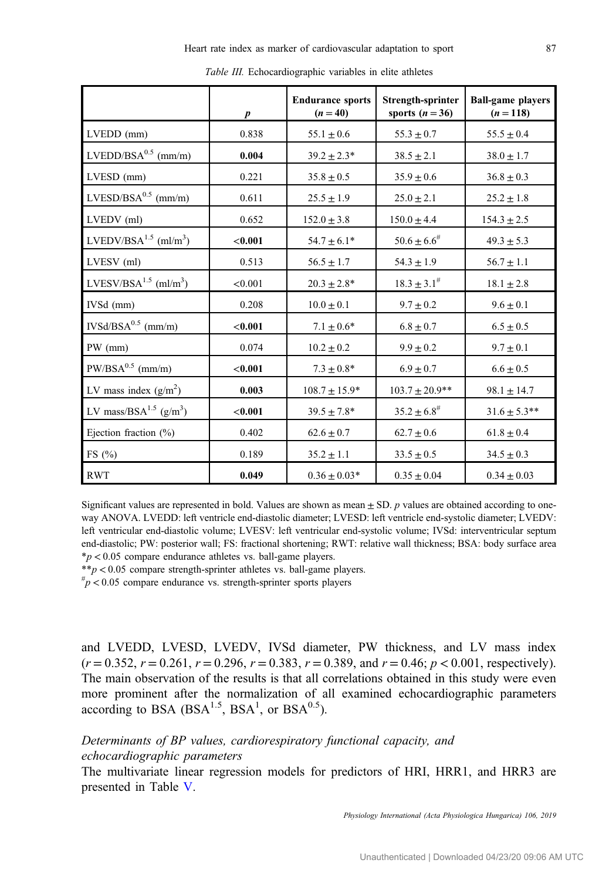*Table III.* Echocardiographic variables in elite athletes

| | $p$ | Endurance sports ($n = 40$) | Strength-sprinter sports ($n = 36$) | Ball-game players ($n = 118$) |
|---|---|---|---|---|
| LVEDD (mm) | 0.838 | $55.1 \pm 0.6$ | $55.3 \pm 0.7$ | $55.5 \pm 0.4$ |
| LVEDD/BSA$^{0.5}$ (mm/m) | **0.004** | $39.2 \pm 2.3$* | $38.5 \pm 2.1$ | $38.0 \pm 1.7$ |
| LVESD (mm) | 0.221 | $35.8 \pm 0.5$ | $35.9 \pm 0.6$ | $36.8 \pm 0.3$ |
| LVESD/BSA$^{0.5}$ (mm/m) | 0.611 | $25.5 \pm 1.9$ | $25.0 \pm 2.1$ | $25.2 \pm 1.8$ |
| LVEDV (ml) | 0.652 | $152.0 \pm 3.8$ | $150.0 \pm 4.4$ | $154.3 \pm 2.5$ |
| LVEDV/BSA$^{1.5}$ (ml/m$^3$) | **<0.001** | $54.7 \pm 6.1$* | $50.6 \pm 6.6^{\#}$ | $49.3 \pm 5.3$ |
| LVESV (ml) | 0.513 | $56.5 \pm 1.7$ | $54.3 \pm 1.9$ | $56.7 \pm 1.1$ |
| LVESV/BSA$^{1.5}$ (ml/m$^3$) | <0.001 | $20.3 \pm 2.8$* | $18.3 \pm 3.1^{\#}$ | $18.1 \pm 2.8$ |
| IVSd (mm) | 0.208 | $10.0 \pm 0.1$ | $9.7 \pm 0.2$ | $9.6 \pm 0.1$ |
| IVSd/BSA$^{0.5}$ (mm/m) | **<0.001** | $7.1 \pm 0.6$* | $6.8 \pm 0.7$ | $6.5 \pm 0.5$ |
| PW (mm) | 0.074 | $10.2 \pm 0.2$ | $9.9 \pm 0.2$ | $9.7 \pm 0.1$ |
| PW/BSA$^{0.5}$ (mm/m) | **<0.001** | $7.3 \pm 0.8$* | $6.9 \pm 0.7$ | $6.6 \pm 0.5$ |
| LV mass index (g/m$^2$) | **0.003** | $108.7 \pm 15.9$* | $103.7 \pm 20.9$** | $98.1 \pm 14.7$ |
| LV mass/BSA$^{1.5}$ (g/m$^3$) | **<0.001** | $39.5 \pm 7.8$* | $35.2 \pm 6.8^{\#}$ | $31.6 \pm 5.3$** |
| Ejection fraction (%) | 0.402 | $62.6 \pm 0.7$ | $62.7 \pm 0.6$ | $61.8 \pm 0.4$ |
| FS (%) | 0.189 | $35.2 \pm 1.1$ | $33.5 \pm 0.5$ | $34.5 \pm 0.3$ |
| RWT | **0.049** | $0.36 \pm 0.03$* | $0.35 \pm 0.04$ | $0.34 \pm 0.03$ |

Significant values are represented in bold. Values are shown as mean ± SD. $p$ values are obtained according to one-way ANOVA. LVEDD: left ventricle end-diastolic diameter; LVESD: left ventricle end-systolic diameter; LVEDV: left ventricular end-diastolic volume; LVESV: left ventricular end-systolic volume; IVSd: interventricular septum end-diastolic; PW: posterior wall; FS: fractional shortening; RWT: relative wall thickness; BSA: body surface area
*$p < 0.05$ compare endurance athletes vs. ball-game players.
**$p < 0.05$ compare strength-sprinter athletes vs. ball-game players.
$^{\#}p < 0.05$ compare endurance vs. strength-sprinter sports players

and LVEDD, LVESD, LVEDV, IVSd diameter, PW thickness, and LV mass index ($r = 0.352$, $r = 0.261$, $r = 0.296$, $r = 0.383$, $r = 0.389$, and $r = 0.46$; $p < 0.001$, respectively). The main observation of the results is that all correlations obtained in this study were even more prominent after the normalization of all examined echocardiographic parameters according to BSA (BSA$^{1.5}$, BSA$^1$, or BSA$^{0.5}$).

### *Determinants of BP values, cardiorespiratory functional capacity, and echocardiographic parameters*

The multivariate linear regression models for predictors of HRI, HRR1, and HRR3 are presented in Table V.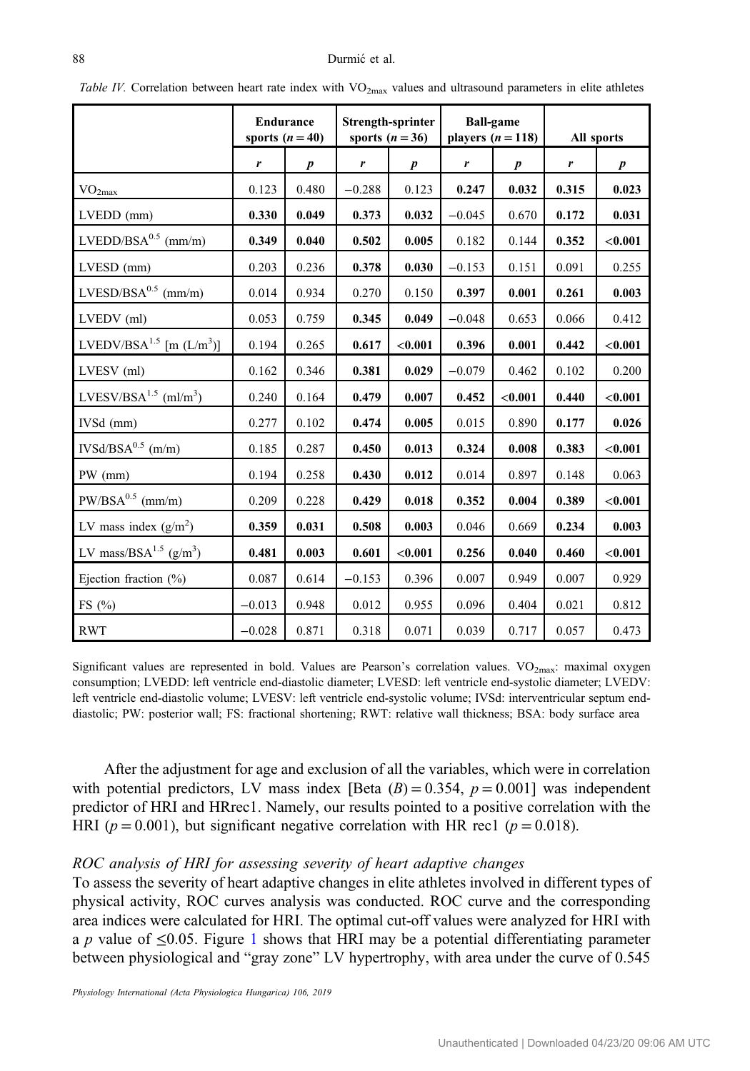*Table IV.* Correlation between heart rate index with $VO_{2max}$ values and ultrasound parameters in elite athletes

| | Endurance sports ($n = 40$) | | Strength-sprinter sports ($n = 36$) | | Ball-game players ($n = 118$) | | All sports | |
|---|---|---|---|---|---|---|---|---|
| | *r* | *p* | *r* | *p* | *r* | *p* | *r* | *p* |
| $VO_{2max}$ | 0.123 | 0.480 | −0.288 | 0.123 | **0.247** | **0.032** | **0.315** | **0.023** |
| LVEDD (mm) | **0.330** | **0.049** | **0.373** | **0.032** | −0.045 | 0.670 | **0.172** | **0.031** |
| LVEDD/$BSA^{0.5}$ (mm/m) | **0.349** | **0.040** | **0.502** | **0.005** | 0.182 | 0.144 | **0.352** | **<0.001** |
| LVESD (mm) | 0.203 | 0.236 | **0.378** | **0.030** | −0.153 | 0.151 | 0.091 | 0.255 |
| LVESD/$BSA^{0.5}$ (mm/m) | 0.014 | 0.934 | 0.270 | 0.150 | **0.397** | **0.001** | **0.261** | **0.003** |
| LVEDV (ml) | 0.053 | 0.759 | **0.345** | **0.049** | −0.048 | 0.653 | 0.066 | 0.412 |
| LVEDV/$BSA^{1.5}$ [m (L/m$^3$)] | 0.194 | 0.265 | **0.617** | **<0.001** | **0.396** | **0.001** | **0.442** | **<0.001** |
| LVESV (ml) | 0.162 | 0.346 | **0.381** | **0.029** | −0.079 | 0.462 | 0.102 | 0.200 |
| LVESV/$BSA^{1.5}$ (ml/m$^3$) | 0.240 | 0.164 | **0.479** | **0.007** | **0.452** | **<0.001** | **0.440** | **<0.001** |
| IVSd (mm) | 0.277 | 0.102 | **0.474** | **0.005** | 0.015 | 0.890 | **0.177** | **0.026** |
| IVSd/$BSA^{0.5}$ (m/m) | 0.185 | 0.287 | **0.450** | **0.013** | **0.324** | **0.008** | **0.383** | **<0.001** |
| PW (mm) | 0.194 | 0.258 | **0.430** | **0.012** | 0.014 | 0.897 | 0.148 | 0.063 |
| PW/$BSA^{0.5}$ (mm/m) | 0.209 | 0.228 | **0.429** | **0.018** | **0.352** | **0.004** | **0.389** | **<0.001** |
| LV mass index (g/m$^2$) | **0.359** | **0.031** | **0.508** | **0.003** | 0.046 | 0.669 | **0.234** | **0.003** |
| LV mass/$BSA^{1.5}$ (g/m$^3$) | **0.481** | **0.003** | **0.601** | **<0.001** | **0.256** | **0.040** | **0.460** | **<0.001** |
| Ejection fraction (%) | 0.087 | 0.614 | −0.153 | 0.396 | 0.007 | 0.949 | 0.007 | 0.929 |
| FS (%) | −0.013 | 0.948 | 0.012 | 0.955 | 0.096 | 0.404 | 0.021 | 0.812 |
| RWT | −0.028 | 0.871 | 0.318 | 0.071 | 0.039 | 0.717 | 0.057 | 0.473 |

Significant values are represented in bold. Values are Pearson's correlation values. $VO_{2max}$: maximal oxygen consumption; LVEDD: left ventricle end-diastolic diameter; LVESD: left ventricle end-systolic diameter; LVEDV: left ventricle end-diastolic volume; LVESV: left ventricle end-systolic volume; IVSd: interventricular septum end-diastolic; PW: posterior wall; FS: fractional shortening; RWT: relative wall thickness; BSA: body surface area

After the adjustment for age and exclusion of all the variables, which were in correlation with potential predictors, LV mass index [Beta $(B) = 0.354$, $p = 0.001$] was independent predictor of HRI and HRrec1. Namely, our results pointed to a positive correlation with the HRI ($p = 0.001$), but significant negative correlation with HR rec1 ($p = 0.018$).

### *ROC analysis of HRI for assessing severity of heart adaptive changes*

To assess the severity of heart adaptive changes in elite athletes involved in different types of physical activity, ROC curves analysis was conducted. ROC curve and the corresponding area indices were calculated for HRI. The optimal cut-off values were analyzed for HRI with a $p$ value of $\leq 0.05$. Figure 1 shows that HRI may be a potential differentiating parameter between physiological and "gray zone" LV hypertrophy, with area under the curve of 0.545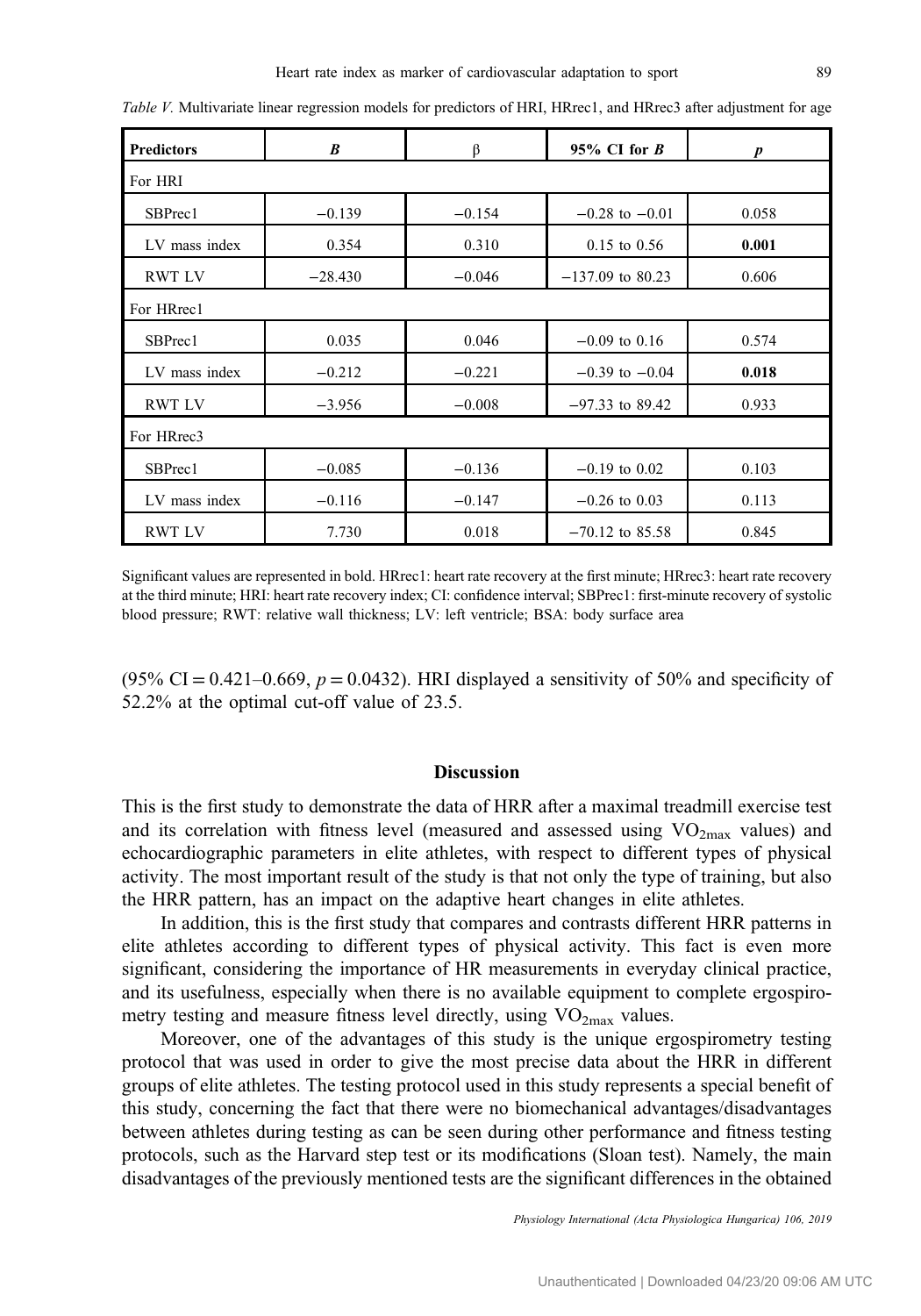*Table V.* Multivariate linear regression models for predictors of HRI, HRrec1, and HRrec3 after adjustment for age

| Predictors | *B* | β | 95% CI for *B* | *p* |
|---|---|---|---|---|
| For HRI | | | | |
| SBPrec1 | −0.139 | −0.154 | −0.28 to −0.01 | 0.058 |
| LV mass index | 0.354 | 0.310 | 0.15 to 0.56 | **0.001** |
| RWT LV | −28.430 | −0.046 | −137.09 to 80.23 | 0.606 |
| For HRrec1 | | | | |
| SBPrec1 | 0.035 | 0.046 | −0.09 to 0.16 | 0.574 |
| LV mass index | −0.212 | −0.221 | −0.39 to −0.04 | **0.018** |
| RWT LV | −3.956 | −0.008 | −97.33 to 89.42 | 0.933 |
| For HRrec3 | | | | |
| SBPrec1 | −0.085 | −0.136 | −0.19 to 0.02 | 0.103 |
| LV mass index | −0.116 | −0.147 | −0.26 to 0.03 | 0.113 |
| RWT LV | 7.730 | 0.018 | −70.12 to 85.58 | 0.845 |

Significant values are represented in bold. HRrec1: heart rate recovery at the first minute; HRrec3: heart rate recovery at the third minute; HRI: heart rate recovery index; CI: confidence interval; SBPrec1: first-minute recovery of systolic blood pressure; RWT: relative wall thickness; LV: left ventricle; BSA: body surface area

(95% CI = 0.421–0.669, $p = 0.0432$). HRI displayed a sensitivity of 50% and specificity of 52.2% at the optimal cut-off value of 23.5.

## Discussion

This is the first study to demonstrate the data of HRR after a maximal treadmill exercise test and its correlation with fitness level (measured and assessed using $VO_{2max}$ values) and echocardiographic parameters in elite athletes, with respect to different types of physical activity. The most important result of the study is that not only the type of training, but also the HRR pattern, has an impact on the adaptive heart changes in elite athletes.

In addition, this is the first study that compares and contrasts different HRR patterns in elite athletes according to different types of physical activity. This fact is even more significant, considering the importance of HR measurements in everyday clinical practice, and its usefulness, especially when there is no available equipment to complete ergospirometry testing and measure fitness level directly, using $VO_{2max}$ values.

Moreover, one of the advantages of this study is the unique ergospirometry testing protocol that was used in order to give the most precise data about the HRR in different groups of elite athletes. The testing protocol used in this study represents a special benefit of this study, concerning the fact that there were no biomechanical advantages/disadvantages between athletes during testing as can be seen during other performance and fitness testing protocols, such as the Harvard step test or its modifications (Sloan test). Namely, the main disadvantages of the previously mentioned tests are the significant differences in the obtained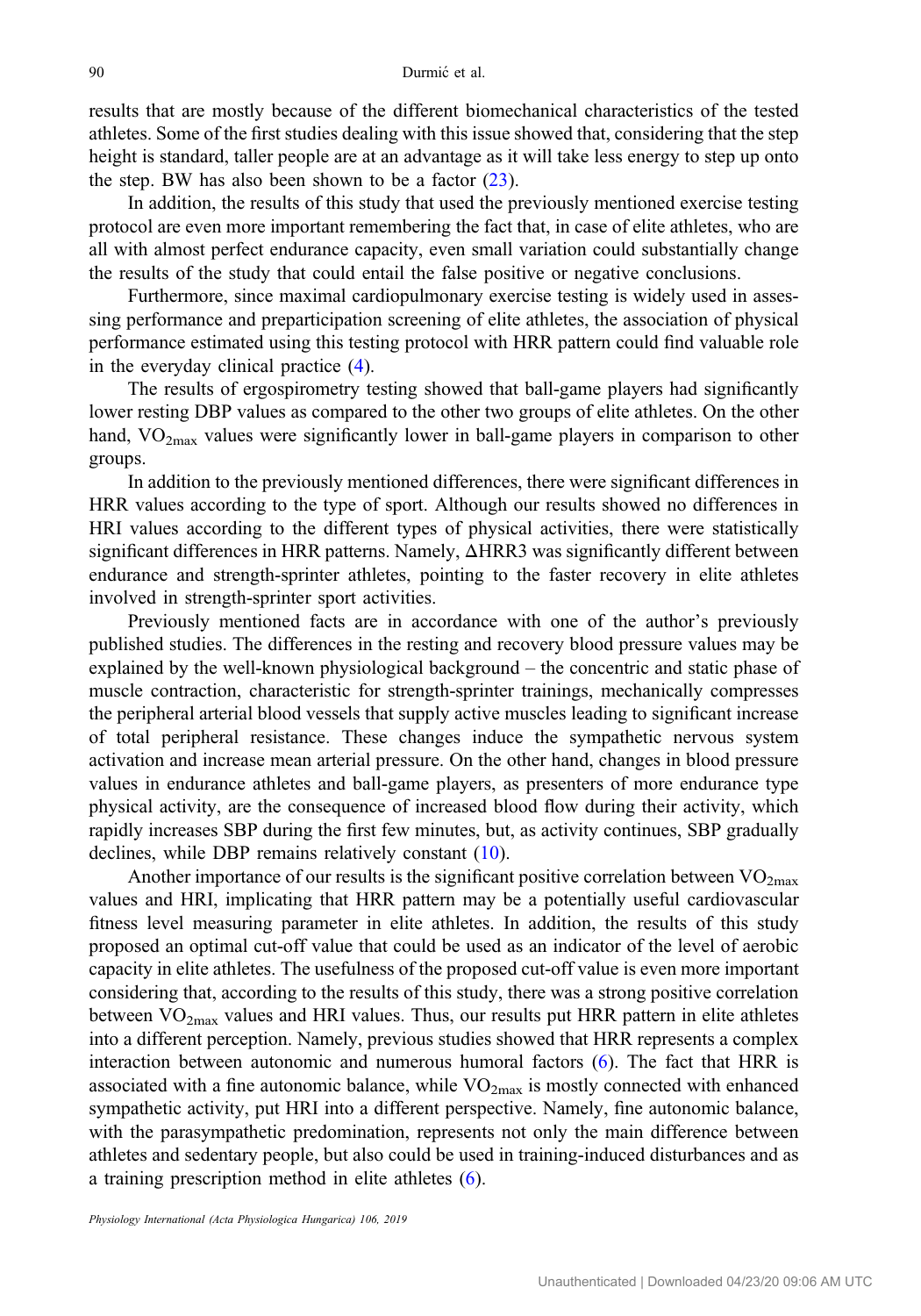results that are mostly because of the different biomechanical characteristics of the tested athletes. Some of the first studies dealing with this issue showed that, considering that the step height is standard, taller people are at an advantage as it will take less energy to step up onto the step. BW has also been shown to be a factor (23).

In addition, the results of this study that used the previously mentioned exercise testing protocol are even more important remembering the fact that, in case of elite athletes, who are all with almost perfect endurance capacity, even small variation could substantially change the results of the study that could entail the false positive or negative conclusions.

Furthermore, since maximal cardiopulmonary exercise testing is widely used in assessing performance and preparticipation screening of elite athletes, the association of physical performance estimated using this testing protocol with HRR pattern could find valuable role in the everyday clinical practice (4).

The results of ergospirometry testing showed that ball-game players had significantly lower resting DBP values as compared to the other two groups of elite athletes. On the other hand, $VO_{2max}$ values were significantly lower in ball-game players in comparison to other groups.

In addition to the previously mentioned differences, there were significant differences in HRR values according to the type of sport. Although our results showed no differences in HRI values according to the different types of physical activities, there were statistically significant differences in HRR patterns. Namely, ΔHRR3 was significantly different between endurance and strength-sprinter athletes, pointing to the faster recovery in elite athletes involved in strength-sprinter sport activities.

Previously mentioned facts are in accordance with one of the author's previously published studies. The differences in the resting and recovery blood pressure values may be explained by the well-known physiological background – the concentric and static phase of muscle contraction, characteristic for strength-sprinter trainings, mechanically compresses the peripheral arterial blood vessels that supply active muscles leading to significant increase of total peripheral resistance. These changes induce the sympathetic nervous system activation and increase mean arterial pressure. On the other hand, changes in blood pressure values in endurance athletes and ball-game players, as presenters of more endurance type physical activity, are the consequence of increased blood flow during their activity, which rapidly increases SBP during the first few minutes, but, as activity continues, SBP gradually declines, while DBP remains relatively constant (10).

Another importance of our results is the significant positive correlation between $VO_{2max}$ values and HRI, implicating that HRR pattern may be a potentially useful cardiovascular fitness level measuring parameter in elite athletes. In addition, the results of this study proposed an optimal cut-off value that could be used as an indicator of the level of aerobic capacity in elite athletes. The usefulness of the proposed cut-off value is even more important considering that, according to the results of this study, there was a strong positive correlation between $VO_{2max}$ values and HRI values. Thus, our results put HRR pattern in elite athletes into a different perception. Namely, previous studies showed that HRR represents a complex interaction between autonomic and numerous humoral factors (6). The fact that HRR is associated with a fine autonomic balance, while $VO_{2max}$ is mostly connected with enhanced sympathetic activity, put HRI into a different perspective. Namely, fine autonomic balance, with the parasympathetic predomination, represents not only the main difference between athletes and sedentary people, but also could be used in training-induced disturbances and as a training prescription method in elite athletes (6).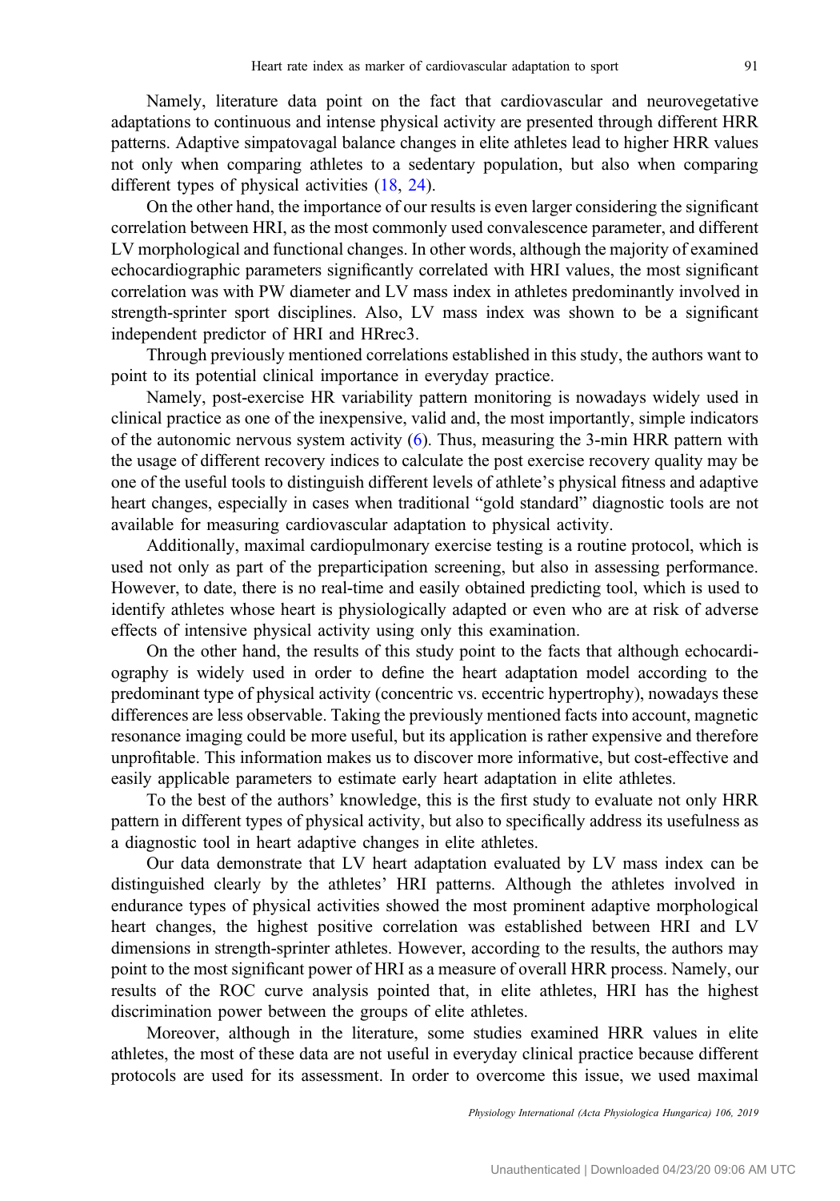Namely, literature data point on the fact that cardiovascular and neurovegetative adaptations to continuous and intense physical activity are presented through different HRR patterns. Adaptive simpatovagal balance changes in elite athletes lead to higher HRR values not only when comparing athletes to a sedentary population, but also when comparing different types of physical activities (18, 24).

On the other hand, the importance of our results is even larger considering the significant correlation between HRI, as the most commonly used convalescence parameter, and different LV morphological and functional changes. In other words, although the majority of examined echocardiographic parameters significantly correlated with HRI values, the most significant correlation was with PW diameter and LV mass index in athletes predominantly involved in strength-sprinter sport disciplines. Also, LV mass index was shown to be a significant independent predictor of HRI and HRrec3.

Through previously mentioned correlations established in this study, the authors want to point to its potential clinical importance in everyday practice.

Namely, post-exercise HR variability pattern monitoring is nowadays widely used in clinical practice as one of the inexpensive, valid and, the most importantly, simple indicators of the autonomic nervous system activity (6). Thus, measuring the 3-min HRR pattern with the usage of different recovery indices to calculate the post exercise recovery quality may be one of the useful tools to distinguish different levels of athlete's physical fitness and adaptive heart changes, especially in cases when traditional "gold standard" diagnostic tools are not available for measuring cardiovascular adaptation to physical activity.

Additionally, maximal cardiopulmonary exercise testing is a routine protocol, which is used not only as part of the preparticipation screening, but also in assessing performance. However, to date, there is no real-time and easily obtained predicting tool, which is used to identify athletes whose heart is physiologically adapted or even who are at risk of adverse effects of intensive physical activity using only this examination.

On the other hand, the results of this study point to the facts that although echocardiography is widely used in order to define the heart adaptation model according to the predominant type of physical activity (concentric vs. eccentric hypertrophy), nowadays these differences are less observable. Taking the previously mentioned facts into account, magnetic resonance imaging could be more useful, but its application is rather expensive and therefore unprofitable. This information makes us to discover more informative, but cost-effective and easily applicable parameters to estimate early heart adaptation in elite athletes.

To the best of the authors' knowledge, this is the first study to evaluate not only HRR pattern in different types of physical activity, but also to specifically address its usefulness as a diagnostic tool in heart adaptive changes in elite athletes.

Our data demonstrate that LV heart adaptation evaluated by LV mass index can be distinguished clearly by the athletes' HRI patterns. Although the athletes involved in endurance types of physical activities showed the most prominent adaptive morphological heart changes, the highest positive correlation was established between HRI and LV dimensions in strength-sprinter athletes. However, according to the results, the authors may point to the most significant power of HRI as a measure of overall HRR process. Namely, our results of the ROC curve analysis pointed that, in elite athletes, HRI has the highest discrimination power between the groups of elite athletes.

Moreover, although in the literature, some studies examined HRR values in elite athletes, the most of these data are not useful in everyday clinical practice because different protocols are used for its assessment. In order to overcome this issue, we used maximal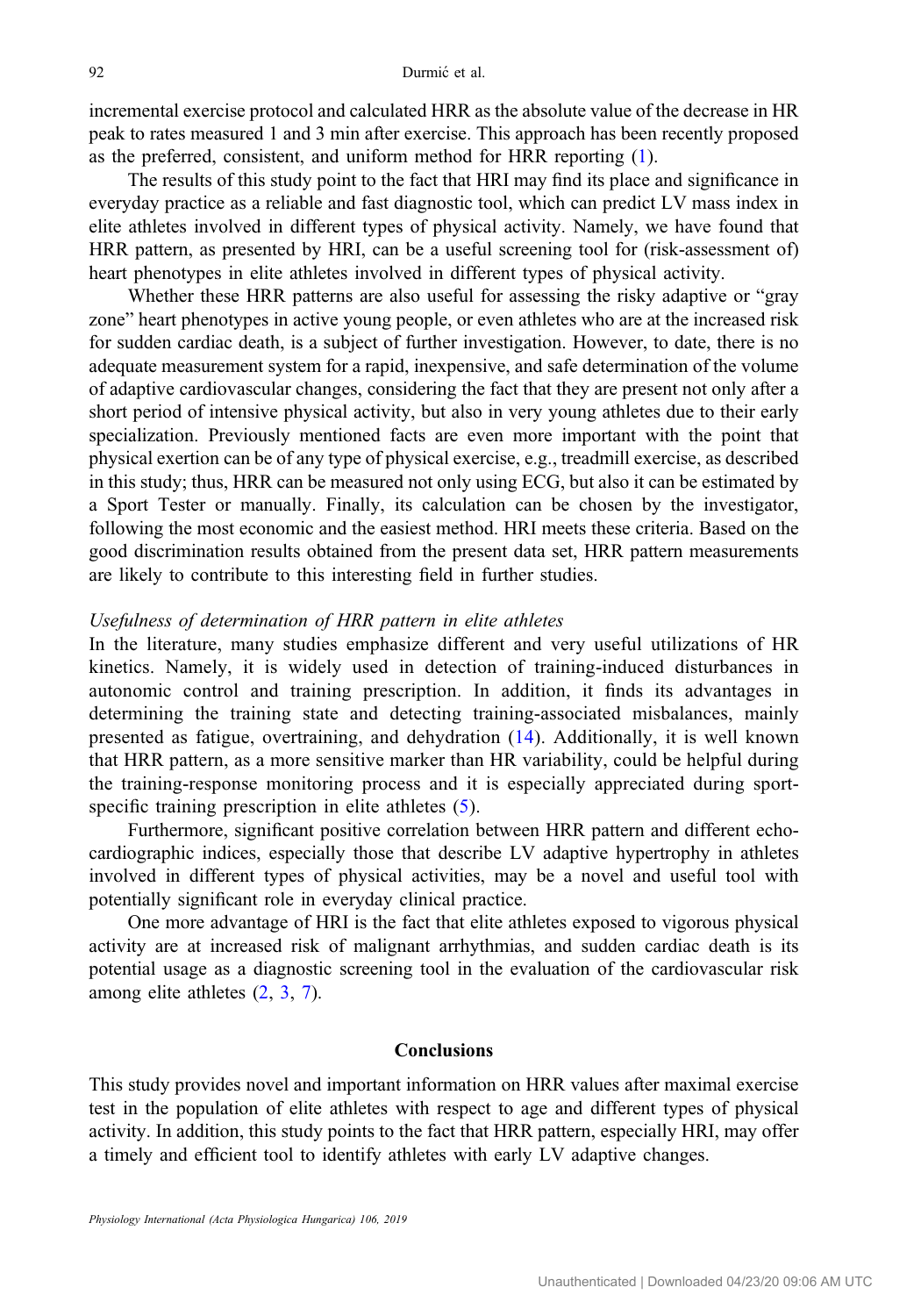incremental exercise protocol and calculated HRR as the absolute value of the decrease in HR peak to rates measured 1 and 3 min after exercise. This approach has been recently proposed as the preferred, consistent, and uniform method for HRR reporting (1).

The results of this study point to the fact that HRI may find its place and significance in everyday practice as a reliable and fast diagnostic tool, which can predict LV mass index in elite athletes involved in different types of physical activity. Namely, we have found that HRR pattern, as presented by HRI, can be a useful screening tool for (risk-assessment of) heart phenotypes in elite athletes involved in different types of physical activity.

Whether these HRR patterns are also useful for assessing the risky adaptive or "gray zone" heart phenotypes in active young people, or even athletes who are at the increased risk for sudden cardiac death, is a subject of further investigation. However, to date, there is no adequate measurement system for a rapid, inexpensive, and safe determination of the volume of adaptive cardiovascular changes, considering the fact that they are present not only after a short period of intensive physical activity, but also in very young athletes due to their early specialization. Previously mentioned facts are even more important with the point that physical exertion can be of any type of physical exercise, e.g., treadmill exercise, as described in this study; thus, HRR can be measured not only using ECG, but also it can be estimated by a Sport Tester or manually. Finally, its calculation can be chosen by the investigator, following the most economic and the easiest method. HRI meets these criteria. Based on the good discrimination results obtained from the present data set, HRR pattern measurements are likely to contribute to this interesting field in further studies.

*Usefulness of determination of HRR pattern in elite athletes*

In the literature, many studies emphasize different and very useful utilizations of HR kinetics. Namely, it is widely used in detection of training-induced disturbances in autonomic control and training prescription. In addition, it finds its advantages in determining the training state and detecting training-associated misbalances, mainly presented as fatigue, overtraining, and dehydration (14). Additionally, it is well known that HRR pattern, as a more sensitive marker than HR variability, could be helpful during the training-response monitoring process and it is especially appreciated during sport-specific training prescription in elite athletes (5).

Furthermore, significant positive correlation between HRR pattern and different echocardiographic indices, especially those that describe LV adaptive hypertrophy in athletes involved in different types of physical activities, may be a novel and useful tool with potentially significant role in everyday clinical practice.

One more advantage of HRI is the fact that elite athletes exposed to vigorous physical activity are at increased risk of malignant arrhythmias, and sudden cardiac death is its potential usage as a diagnostic screening tool in the evaluation of the cardiovascular risk among elite athletes (2, 3, 7).

## Conclusions

This study provides novel and important information on HRR values after maximal exercise test in the population of elite athletes with respect to age and different types of physical activity. In addition, this study points to the fact that HRR pattern, especially HRI, may offer a timely and efficient tool to identify athletes with early LV adaptive changes.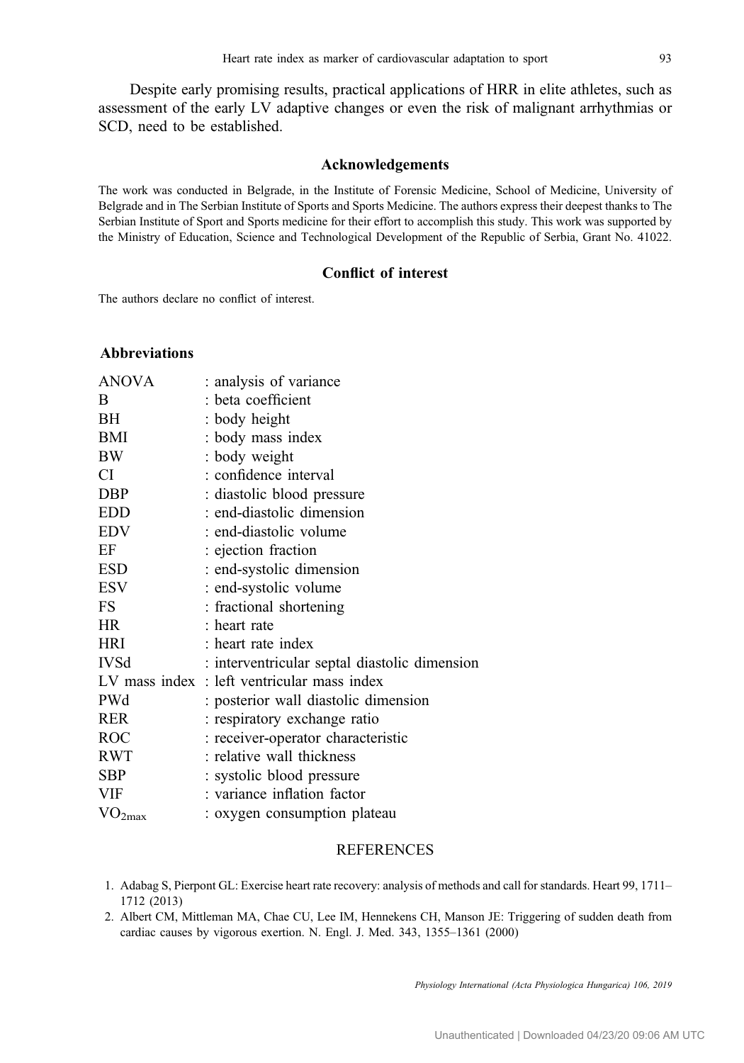Despite early promising results, practical applications of HRR in elite athletes, such as assessment of the early LV adaptive changes or even the risk of malignant arrhythmias or SCD, need to be established.

## Acknowledgements

The work was conducted in Belgrade, in the Institute of Forensic Medicine, School of Medicine, University of Belgrade and in The Serbian Institute of Sports and Sports Medicine. The authors express their deepest thanks to The Serbian Institute of Sport and Sports medicine for their effort to accomplish this study. This work was supported by the Ministry of Education, Science and Technological Development of the Republic of Serbia, Grant No. 41022.

## Conflict of interest

The authors declare no conflict of interest.

### Abbreviations

| | |
|---|---|
| ANOVA | : analysis of variance |
| B | : beta coefficient |
| BH | : body height |
| BMI | : body mass index |
| BW | : body weight |
| CI | : confidence interval |
| DBP | : diastolic blood pressure |
| EDD | : end-diastolic dimension |
| EDV | : end-diastolic volume |
| EF | : ejection fraction |
| ESD | : end-systolic dimension |
| ESV | : end-systolic volume |
| FS | : fractional shortening |
| HR | : heart rate |
| HRI | : heart rate index |
| IVSd | : interventricular septal diastolic dimension |
| LV mass index | : left ventricular mass index |
| PWd | : posterior wall diastolic dimension |
| RER | : respiratory exchange ratio |
| ROC | : receiver-operator characteristic |
| RWT | : relative wall thickness |
| SBP | : systolic blood pressure |
| VIF | : variance inflation factor |
| $VO_{2max}$ | : oxygen consumption plateau |

## REFERENCES

1. Adabag S, Pierpont GL: Exercise heart rate recovery: analysis of methods and call for standards. Heart 99, 1711–1712 (2013)
2. Albert CM, Mittleman MA, Chae CU, Lee IM, Hennekens CH, Manson JE: Triggering of sudden death from cardiac causes by vigorous exertion. N. Engl. J. Med. 343, 1355–1361 (2000)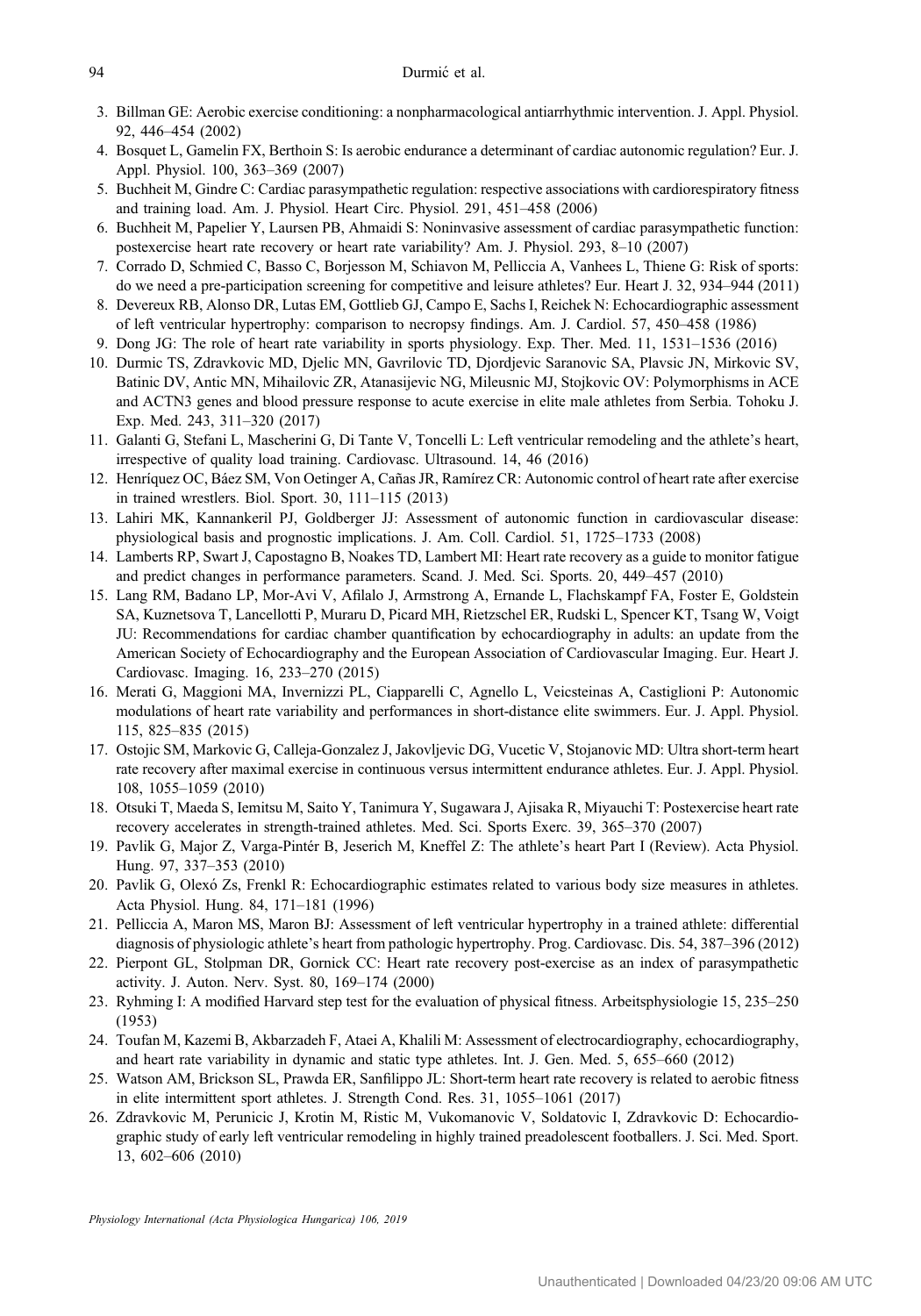3. Billman GE: Aerobic exercise conditioning: a nonpharmacological antiarrhythmic intervention. J. Appl. Physiol. 92, 446–454 (2002)
4. Bosquet L, Gamelin FX, Berthoin S: Is aerobic endurance a determinant of cardiac autonomic regulation? Eur. J. Appl. Physiol. 100, 363–369 (2007)
5. Buchheit M, Gindre C: Cardiac parasympathetic regulation: respective associations with cardiorespiratory fitness and training load. Am. J. Physiol. Heart Circ. Physiol. 291, 451–458 (2006)
6. Buchheit M, Papelier Y, Laursen PB, Ahmaidi S: Noninvasive assessment of cardiac parasympathetic function: postexercise heart rate recovery or heart rate variability? Am. J. Physiol. 293, 8–10 (2007)
7. Corrado D, Schmied C, Basso C, Borjesson M, Schiavon M, Pelliccia A, Vanhees L, Thiene G: Risk of sports: do we need a pre-participation screening for competitive and leisure athletes? Eur. Heart J. 32, 934–944 (2011)
8. Devereux RB, Alonso DR, Lutas EM, Gottlieb GJ, Campo E, Sachs I, Reichek N: Echocardiographic assessment of left ventricular hypertrophy: comparison to necropsy findings. Am. J. Cardiol. 57, 450–458 (1986)
9. Dong JG: The role of heart rate variability in sports physiology. Exp. Ther. Med. 11, 1531–1536 (2016)
10. Durmic TS, Zdravkovic MD, Djelic MN, Gavrilovic TD, Djordjevic Saranovic SA, Plavsic JN, Mirkovic SV, Batinic DV, Antic MN, Mihailovic ZR, Atanasijevic NG, Mileusnic MJ, Stojkovic OV: Polymorphisms in ACE and ACTN3 genes and blood pressure response to acute exercise in elite male athletes from Serbia. Tohoku J. Exp. Med. 243, 311–320 (2017)
11. Galanti G, Stefani L, Mascherini G, Di Tante V, Toncelli L: Left ventricular remodeling and the athlete's heart, irrespective of quality load training. Cardiovasc. Ultrasound. 14, 46 (2016)
12. Henríquez OC, Báez SM, Von Oetinger A, Cañas JR, Ramírez CR: Autonomic control of heart rate after exercise in trained wrestlers. Biol. Sport. 30, 111–115 (2013)
13. Lahiri MK, Kannankeril PJ, Goldberger JJ: Assessment of autonomic function in cardiovascular disease: physiological basis and prognostic implications. J. Am. Coll. Cardiol. 51, 1725–1733 (2008)
14. Lamberts RP, Swart J, Capostagno B, Noakes TD, Lambert MI: Heart rate recovery as a guide to monitor fatigue and predict changes in performance parameters. Scand. J. Med. Sci. Sports. 20, 449–457 (2010)
15. Lang RM, Badano LP, Mor-Avi V, Afilalo J, Armstrong A, Ernande L, Flachskampf FA, Foster E, Goldstein SA, Kuznetsova T, Lancellotti P, Muraru D, Picard MH, Rietzschel ER, Rudski L, Spencer KT, Tsang W, Voigt JU: Recommendations for cardiac chamber quantification by echocardiography in adults: an update from the American Society of Echocardiography and the European Association of Cardiovascular Imaging. Eur. Heart J. Cardiovasc. Imaging. 16, 233–270 (2015)
16. Merati G, Maggioni MA, Invernizzi PL, Ciapparelli C, Agnello L, Veicsteinas A, Castiglioni P: Autonomic modulations of heart rate variability and performances in short-distance elite swimmers. Eur. J. Appl. Physiol. 115, 825–835 (2015)
17. Ostojic SM, Markovic G, Calleja-Gonzalez J, Jakovljevic DG, Vucetic V, Stojanovic MD: Ultra short-term heart rate recovery after maximal exercise in continuous versus intermittent endurance athletes. Eur. J. Appl. Physiol. 108, 1055–1059 (2010)
18. Otsuki T, Maeda S, Iemitsu M, Saito Y, Tanimura Y, Sugawara J, Ajisaka R, Miyauchi T: Postexercise heart rate recovery accelerates in strength-trained athletes. Med. Sci. Sports Exerc. 39, 365–370 (2007)
19. Pavlik G, Major Z, Varga-Pintér B, Jeserich M, Kneffel Z: The athlete's heart Part I (Review). Acta Physiol. Hung. 97, 337–353 (2010)
20. Pavlik G, Olexó Zs, Frenkl R: Echocardiographic estimates related to various body size measures in athletes. Acta Physiol. Hung. 84, 171–181 (1996)
21. Pelliccia A, Maron MS, Maron BJ: Assessment of left ventricular hypertrophy in a trained athlete: differential diagnosis of physiologic athlete's heart from pathologic hypertrophy. Prog. Cardiovasc. Dis. 54, 387–396 (2012)
22. Pierpont GL, Stolpman DR, Gornick CC: Heart rate recovery post-exercise as an index of parasympathetic activity. J. Auton. Nerv. Syst. 80, 169–174 (2000)
23. Ryhming I: A modified Harvard step test for the evaluation of physical fitness. Arbeitsphysiologie 15, 235–250 (1953)
24. Toufan M, Kazemi B, Akbarzadeh F, Ataei A, Khalili M: Assessment of electrocardiography, echocardiography, and heart rate variability in dynamic and static type athletes. Int. J. Gen. Med. 5, 655–660 (2012)
25. Watson AM, Brickson SL, Prawda ER, Sanfilippo JL: Short-term heart rate recovery is related to aerobic fitness in elite intermittent sport athletes. J. Strength Cond. Res. 31, 1055–1061 (2017)
26. Zdravkovic M, Perunicic J, Krotin M, Ristic M, Vukomanovic V, Soldatovic I, Zdravkovic D: Echocardiographic study of early left ventricular remodeling in highly trained preadolescent footballers. J. Sci. Med. Sport. 13, 602–606 (2010)